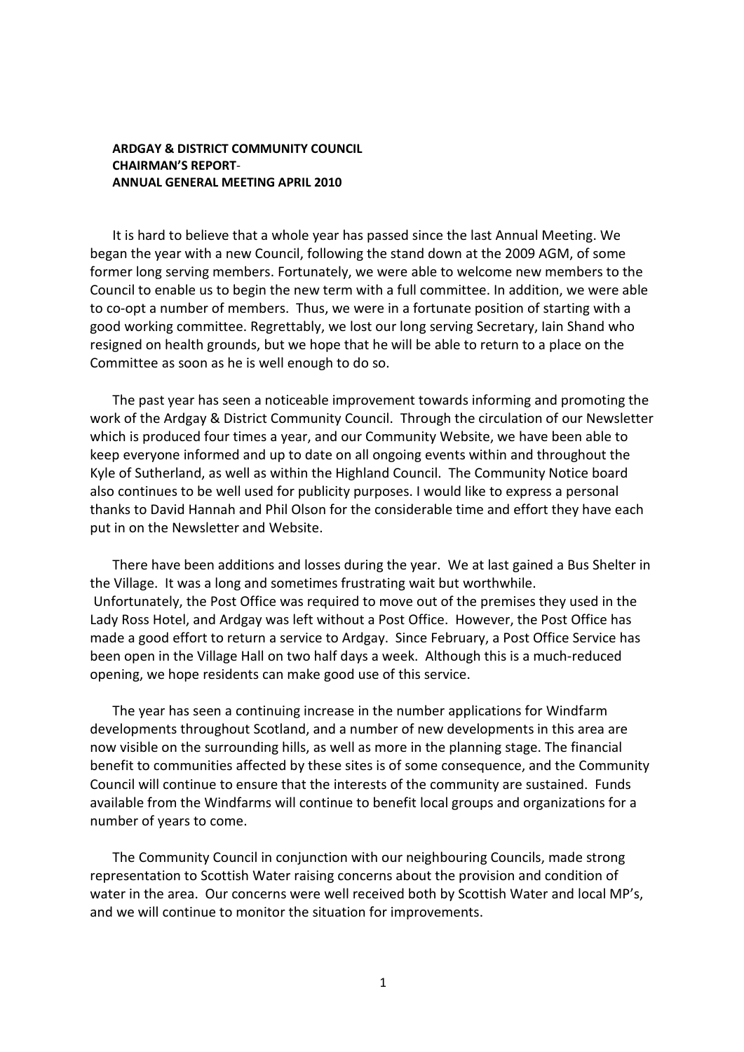**ARDGAY & DISTRICT COMMUNITY COUNCIL**
**CHAIRMAN'S REPORT-**
**ANNUAL GENERAL MEETING APRIL 2010**

It is hard to believe that a whole year has passed since the last Annual Meeting. We began the year with a new Council, following the stand down at the 2009 AGM, of some former long serving members. Fortunately, we were able to welcome new members to the Council to enable us to begin the new term with a full committee. In addition, we were able to co-opt a number of members. Thus, we were in a fortunate position of starting with a good working committee. Regrettably, we lost our long serving Secretary, Iain Shand who resigned on health grounds, but we hope that he will be able to return to a place on the Committee as soon as he is well enough to do so.

The past year has seen a noticeable improvement towards informing and promoting the work of the Ardgay & District Community Council. Through the circulation of our Newsletter which is produced four times a year, and our Community Website, we have been able to keep everyone informed and up to date on all ongoing events within and throughout the Kyle of Sutherland, as well as within the Highland Council. The Community Notice board also continues to be well used for publicity purposes. I would like to express a personal thanks to David Hannah and Phil Olson for the considerable time and effort they have each put in on the Newsletter and Website.

There have been additions and losses during the year. We at last gained a Bus Shelter in the Village. It was a long and sometimes frustrating wait but worthwhile. Unfortunately, the Post Office was required to move out of the premises they used in the Lady Ross Hotel, and Ardgay was left without a Post Office. However, the Post Office has made a good effort to return a service to Ardgay. Since February, a Post Office Service has been open in the Village Hall on two half days a week. Although this is a much-reduced opening, we hope residents can make good use of this service.

The year has seen a continuing increase in the number applications for Windfarm developments throughout Scotland, and a number of new developments in this area are now visible on the surrounding hills, as well as more in the planning stage. The financial benefit to communities affected by these sites is of some consequence, and the Community Council will continue to ensure that the interests of the community are sustained. Funds available from the Windfarms will continue to benefit local groups and organizations for a number of years to come.

The Community Council in conjunction with our neighbouring Councils, made strong representation to Scottish Water raising concerns about the provision and condition of water in the area. Our concerns were well received both by Scottish Water and local MP's, and we will continue to monitor the situation for improvements.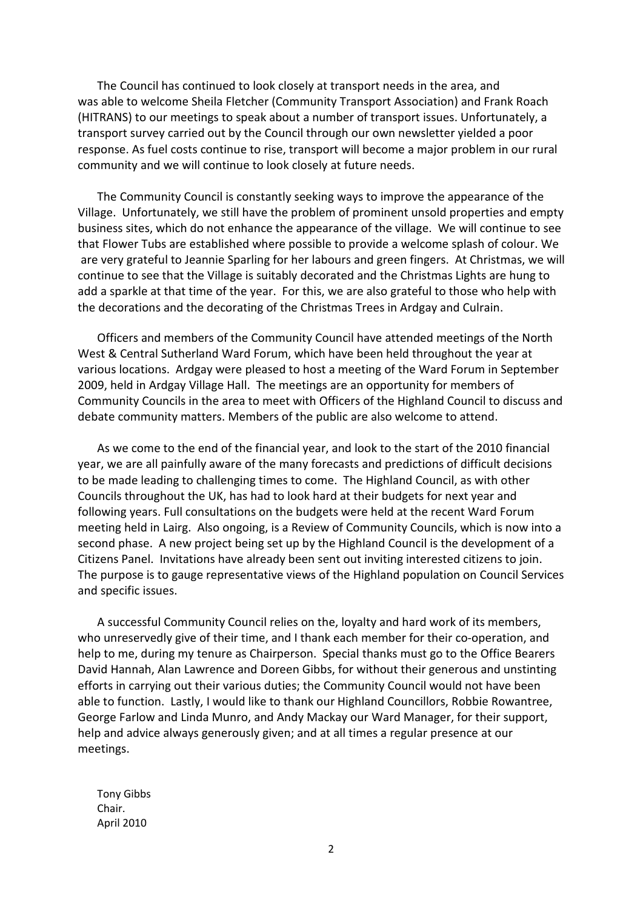The Council has continued to look closely at transport needs in the area, and was able to welcome Sheila Fletcher (Community Transport Association) and Frank Roach (HITRANS) to our meetings to speak about a number of transport issues. Unfortunately, a transport survey carried out by the Council through our own newsletter yielded a poor response. As fuel costs continue to rise, transport will become a major problem in our rural community and we will continue to look closely at future needs.

The Community Council is constantly seeking ways to improve the appearance of the Village. Unfortunately, we still have the problem of prominent unsold properties and empty business sites, which do not enhance the appearance of the village. We will continue to see that Flower Tubs are established where possible to provide a welcome splash of colour. We are very grateful to Jeannie Sparling for her labours and green fingers. At Christmas, we will continue to see that the Village is suitably decorated and the Christmas Lights are hung to add a sparkle at that time of the year. For this, we are also grateful to those who help with the decorations and the decorating of the Christmas Trees in Ardgay and Culrain.

Officers and members of the Community Council have attended meetings of the North West & Central Sutherland Ward Forum, which have been held throughout the year at various locations. Ardgay were pleased to host a meeting of the Ward Forum in September 2009, held in Ardgay Village Hall. The meetings are an opportunity for members of Community Councils in the area to meet with Officers of the Highland Council to discuss and debate community matters. Members of the public are also welcome to attend.

As we come to the end of the financial year, and look to the start of the 2010 financial year, we are all painfully aware of the many forecasts and predictions of difficult decisions to be made leading to challenging times to come. The Highland Council, as with other Councils throughout the UK, has had to look hard at their budgets for next year and following years. Full consultations on the budgets were held at the recent Ward Forum meeting held in Lairg. Also ongoing, is a Review of Community Councils, which is now into a second phase. A new project being set up by the Highland Council is the development of a Citizens Panel. Invitations have already been sent out inviting interested citizens to join. The purpose is to gauge representative views of the Highland population on Council Services and specific issues.

A successful Community Council relies on the, loyalty and hard work of its members, who unreservedly give of their time, and I thank each member for their co-operation, and help to me, during my tenure as Chairperson. Special thanks must go to the Office Bearers David Hannah, Alan Lawrence and Doreen Gibbs, for without their generous and unstinting efforts in carrying out their various duties; the Community Council would not have been able to function. Lastly, I would like to thank our Highland Councillors, Robbie Rowantree, George Farlow and Linda Munro, and Andy Mackay our Ward Manager, for their support, help and advice always generously given; and at all times a regular presence at our meetings.

Tony Gibbs
Chair.
April 2010